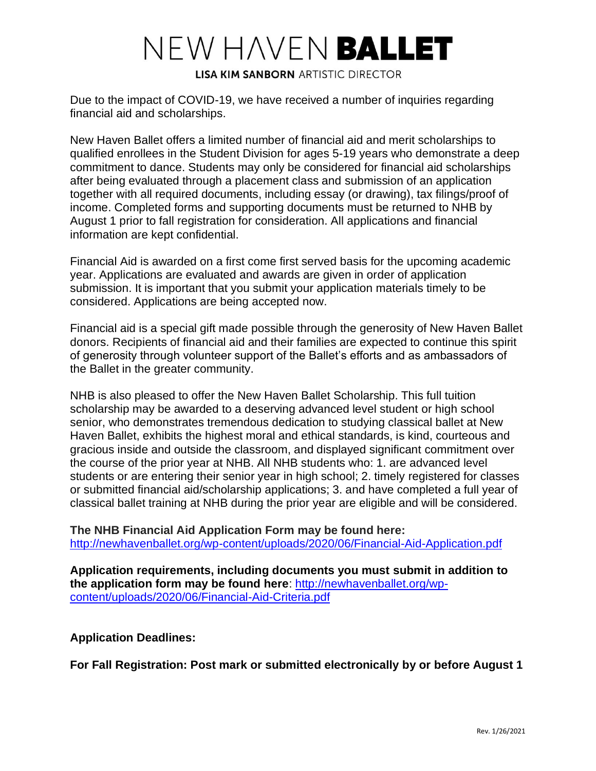# NEW HAVEN **BALLET**

**LISA KIM SANBORN** ARTISTIC DIRECTOR

Due to the impact of COVID-19, we have received a number of inquiries regarding financial aid and scholarships.

New Haven Ballet offers a limited number of financial aid and merit scholarships to qualified enrollees in the Student Division for ages 5-19 years who demonstrate a deep commitment to dance. Students may only be considered for financial aid scholarships after being evaluated through a placement class and submission of an application together with all required documents, including essay (or drawing), tax filings/proof of income. Completed forms and supporting documents must be returned to NHB by August 1 prior to fall registration for consideration. All applications and financial information are kept confidential.

Financial Aid is awarded on a first come first served basis for the upcoming academic year. Applications are evaluated and awards are given in order of application submission. It is important that you submit your application materials timely to be considered. Applications are being accepted now.

Financial aid is a special gift made possible through the generosity of New Haven Ballet donors. Recipients of financial aid and their families are expected to continue this spirit of generosity through volunteer support of the Ballet's efforts and as ambassadors of the Ballet in the greater community.

NHB is also pleased to offer the New Haven Ballet Scholarship. This full tuition scholarship may be awarded to a deserving advanced level student or high school senior, who demonstrates tremendous dedication to studying classical ballet at New Haven Ballet, exhibits the highest moral and ethical standards, is kind, courteous and gracious inside and outside the classroom, and displayed significant commitment over the course of the prior year at NHB. All NHB students who: 1. are advanced level students or are entering their senior year in high school; 2. timely registered for classes or submitted financial aid/scholarship applications; 3. and have completed a full year of classical ballet training at NHB during the prior year are eligible and will be considered.

**The NHB Financial Aid Application Form may be found here:**
http://newhavenballet.org/wp-content/uploads/2020/06/Financial-Aid-Application.pdf

**Application requirements, including documents you must submit in addition to the application form may be found here**: http://newhavenballet.org/wp-content/uploads/2020/06/Financial-Aid-Criteria.pdf

**Application Deadlines:**

**For Fall Registration: Post mark or submitted electronically by or before August 1**

Rev. 1/26/2021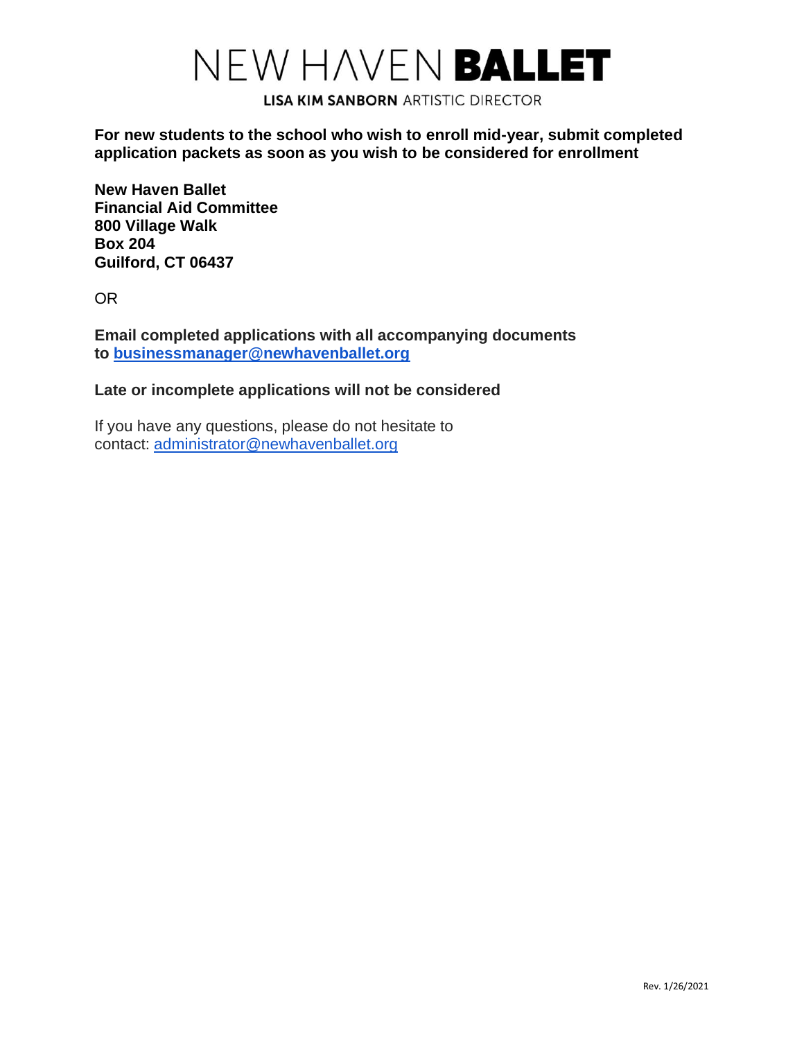# NEW HAVEN **BALLET**

**LISA KIM SANBORN** ARTISTIC DIRECTOR

**For new students to the school who wish to enroll mid-year, submit completed application packets as soon as you wish to be considered for enrollment**

**New Haven Ballet**
**Financial Aid Committee**
**800 Village Walk**
**Box 204**
**Guilford, CT 06437**

OR

**Email completed applications with all accompanying documents to businessmanager@newhavenballet.org**

**Late or incomplete applications will not be considered**

If you have any questions, please do not hesitate to contact: administrator@newhavenballet.org

Rev. 1/26/2021